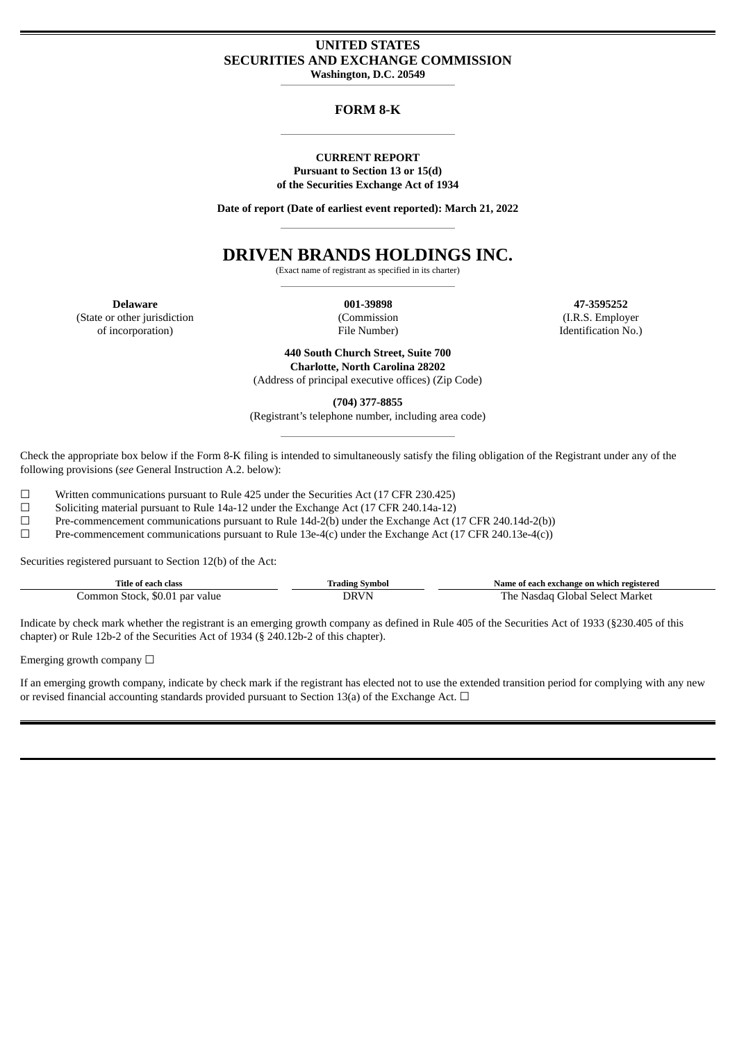# UNITED STATES
# SECURITIES AND EXCHANGE COMMISSION

**Washington, D.C. 20549**

## FORM 8-K

**CURRENT REPORT**
**Pursuant to Section 13 or 15(d)**
**of the Securities Exchange Act of 1934**

**Date of report (Date of earliest event reported): March 21, 2022**

# DRIVEN BRANDS HOLDINGS INC.

(Exact name of registrant as specified in its charter)

| **Delaware** | **001-39898** | **47-3595252** |
|---|---|---|
| (State or other jurisdiction of incorporation) | (Commission File Number) | (I.R.S. Employer Identification No.) |

**440 South Church Street, Suite 700**
**Charlotte, North Carolina 28202**
(Address of principal executive offices) (Zip Code)

**(704) 377-8855**
(Registrant's telephone number, including area code)

Check the appropriate box below if the Form 8-K filing is intended to simultaneously satisfy the filing obligation of the Registrant under any of the following provisions (*see* General Instruction A.2. below):

☐ Written communications pursuant to Rule 425 under the Securities Act (17 CFR 230.425)
☐ Soliciting material pursuant to Rule 14a-12 under the Exchange Act (17 CFR 240.14a-12)
☐ Pre-commencement communications pursuant to Rule 14d-2(b) under the Exchange Act (17 CFR 240.14d-2(b))
☐ Pre-commencement communications pursuant to Rule 13e-4(c) under the Exchange Act (17 CFR 240.13e-4(c))

Securities registered pursuant to Section 12(b) of the Act:

| Title of each class | Trading Symbol | Name of each exchange on which registered |
|---|---|---|
| Common Stock, $0.01 par value | DRVN | The Nasdaq Global Select Market |

Indicate by check mark whether the registrant is an emerging growth company as defined in Rule 405 of the Securities Act of 1933 (§230.405 of this chapter) or Rule 12b-2 of the Securities Act of 1934 (§ 240.12b-2 of this chapter).

Emerging growth company ☐

If an emerging growth company, indicate by check mark if the registrant has elected not to use the extended transition period for complying with any new or revised financial accounting standards provided pursuant to Section 13(a) of the Exchange Act. ☐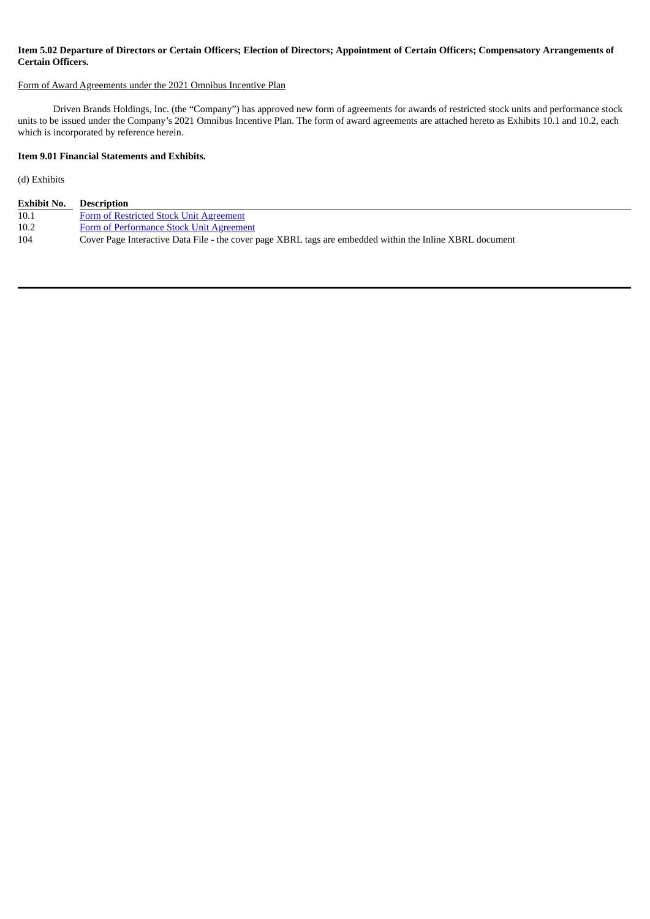**Item 5.02 Departure of Directors or Certain Officers; Election of Directors; Appointment of Certain Officers; Compensatory Arrangements of Certain Officers.**

Form of Award Agreements under the 2021 Omnibus Incentive Plan

Driven Brands Holdings, Inc. (the "Company") has approved new form of agreements for awards of restricted stock units and performance stock units to be issued under the Company's 2021 Omnibus Incentive Plan. The form of award agreements are attached hereto as Exhibits 10.1 and 10.2, each which is incorporated by reference herein.

**Item 9.01 Financial Statements and Exhibits.**

(d) Exhibits

| Exhibit No. | Description |
|---|---|
| 10.1 | Form of Restricted Stock Unit Agreement |
| 10.2 | Form of Performance Stock Unit Agreement |
| 104 | Cover Page Interactive Data File - the cover page XBRL tags are embedded within the Inline XBRL document |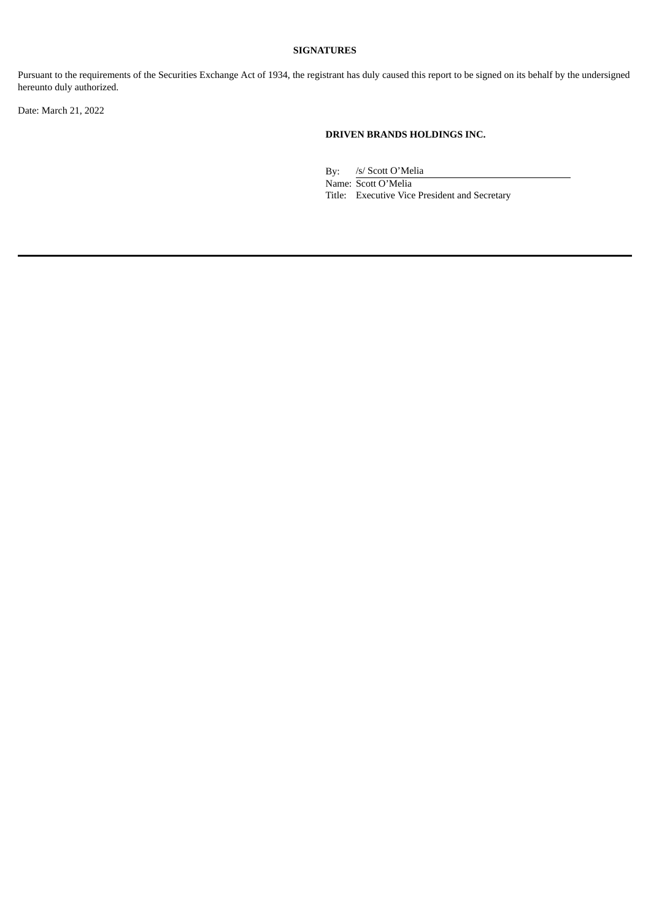**SIGNATURES**

Pursuant to the requirements of the Securities Exchange Act of 1934, the registrant has duly caused this report to be signed on its behalf by the undersigned hereunto duly authorized.

Date: March 21, 2022

**DRIVEN BRANDS HOLDINGS INC.**

By: /s/ Scott O'Melia

Name: Scott O'Melia

Title: Executive Vice President and Secretary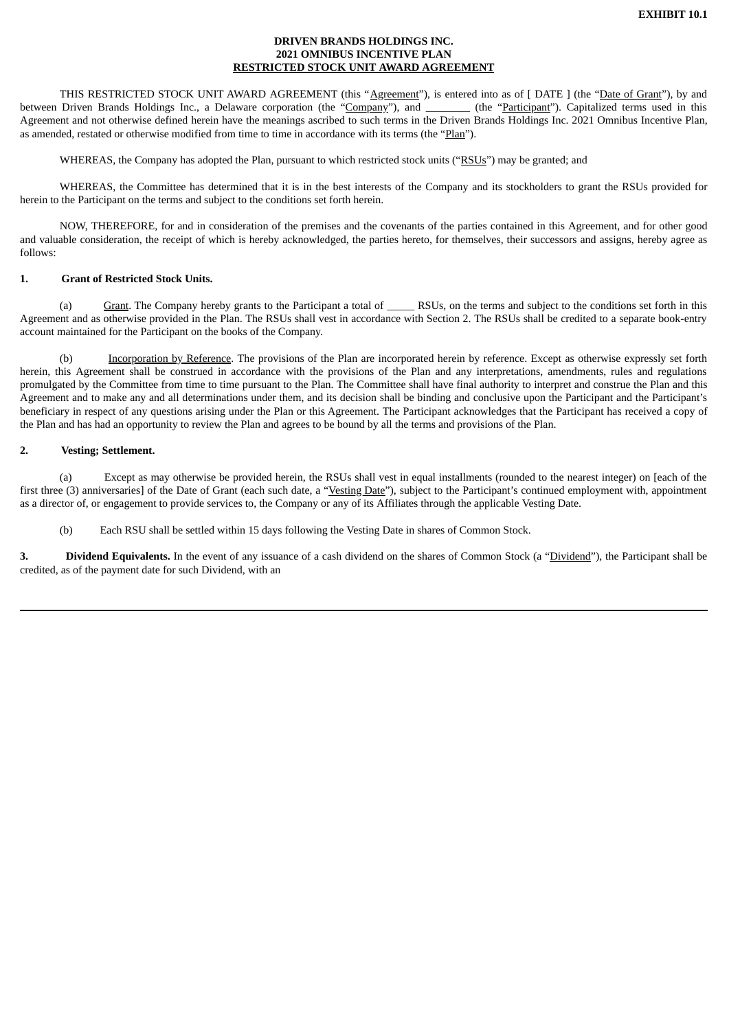**EXHIBIT 10.1**

**DRIVEN BRANDS HOLDINGS INC.**
**2021 OMNIBUS INCENTIVE PLAN**
**RESTRICTED STOCK UNIT AWARD AGREEMENT**

THIS RESTRICTED STOCK UNIT AWARD AGREEMENT (this "Agreement"), is entered into as of [ DATE ] (the "Date of Grant"), by and between Driven Brands Holdings Inc., a Delaware corporation (the "Company"), and ________ (the "Participant"). Capitalized terms used in this Agreement and not otherwise defined herein have the meanings ascribed to such terms in the Driven Brands Holdings Inc. 2021 Omnibus Incentive Plan, as amended, restated or otherwise modified from time to time in accordance with its terms (the "Plan").

WHEREAS, the Company has adopted the Plan, pursuant to which restricted stock units ("RSUs") may be granted; and

WHEREAS, the Committee has determined that it is in the best interests of the Company and its stockholders to grant the RSUs provided for herein to the Participant on the terms and subject to the conditions set forth herein.

NOW, THEREFORE, for and in consideration of the premises and the covenants of the parties contained in this Agreement, and for other good and valuable consideration, the receipt of which is hereby acknowledged, the parties hereto, for themselves, their successors and assigns, hereby agree as follows:

**1. Grant of Restricted Stock Units.**

(a) Grant. The Company hereby grants to the Participant a total of _____ RSUs, on the terms and subject to the conditions set forth in this Agreement and as otherwise provided in the Plan. The RSUs shall vest in accordance with Section 2. The RSUs shall be credited to a separate book-entry account maintained for the Participant on the books of the Company.

(b) Incorporation by Reference. The provisions of the Plan are incorporated herein by reference. Except as otherwise expressly set forth herein, this Agreement shall be construed in accordance with the provisions of the Plan and any interpretations, amendments, rules and regulations promulgated by the Committee from time to time pursuant to the Plan. The Committee shall have final authority to interpret and construe the Plan and this Agreement and to make any and all determinations under them, and its decision shall be binding and conclusive upon the Participant and the Participant's beneficiary in respect of any questions arising under the Plan or this Agreement. The Participant acknowledges that the Participant has received a copy of the Plan and has had an opportunity to review the Plan and agrees to be bound by all the terms and provisions of the Plan.

**2. Vesting; Settlement.**

(a) Except as may otherwise be provided herein, the RSUs shall vest in equal installments (rounded to the nearest integer) on [each of the first three (3) anniversaries] of the Date of Grant (each such date, a "Vesting Date"), subject to the Participant's continued employment with, appointment as a director of, or engagement to provide services to, the Company or any of its Affiliates through the applicable Vesting Date.

(b) Each RSU shall be settled within 15 days following the Vesting Date in shares of Common Stock.

**3. Dividend Equivalents.** In the event of any issuance of a cash dividend on the shares of Common Stock (a "Dividend"), the Participant shall be credited, as of the payment date for such Dividend, with an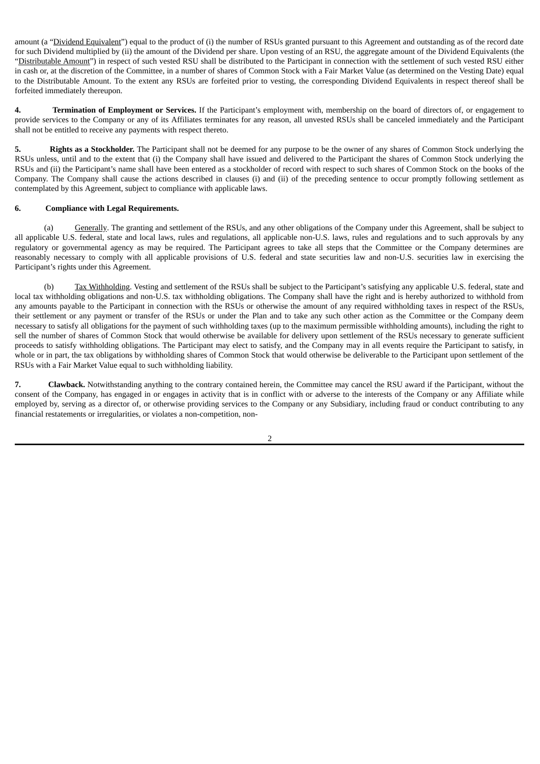amount (a "Dividend Equivalent") equal to the product of (i) the number of RSUs granted pursuant to this Agreement and outstanding as of the record date for such Dividend multiplied by (ii) the amount of the Dividend per share. Upon vesting of an RSU, the aggregate amount of the Dividend Equivalents (the "Distributable Amount") in respect of such vested RSU shall be distributed to the Participant in connection with the settlement of such vested RSU either in cash or, at the discretion of the Committee, in a number of shares of Common Stock with a Fair Market Value (as determined on the Vesting Date) equal to the Distributable Amount. To the extent any RSUs are forfeited prior to vesting, the corresponding Dividend Equivalents in respect thereof shall be forfeited immediately thereupon.

**4. Termination of Employment or Services.** If the Participant's employment with, membership on the board of directors of, or engagement to provide services to the Company or any of its Affiliates terminates for any reason, all unvested RSUs shall be canceled immediately and the Participant shall not be entitled to receive any payments with respect thereto.

**5. Rights as a Stockholder.** The Participant shall not be deemed for any purpose to be the owner of any shares of Common Stock underlying the RSUs unless, until and to the extent that (i) the Company shall have issued and delivered to the Participant the shares of Common Stock underlying the RSUs and (ii) the Participant's name shall have been entered as a stockholder of record with respect to such shares of Common Stock on the books of the Company. The Company shall cause the actions described in clauses (i) and (ii) of the preceding sentence to occur promptly following settlement as contemplated by this Agreement, subject to compliance with applicable laws.

**6. Compliance with Legal Requirements.**

(a) Generally. The granting and settlement of the RSUs, and any other obligations of the Company under this Agreement, shall be subject to all applicable U.S. federal, state and local laws, rules and regulations, all applicable non-U.S. laws, rules and regulations and to such approvals by any regulatory or governmental agency as may be required. The Participant agrees to take all steps that the Committee or the Company determines are reasonably necessary to comply with all applicable provisions of U.S. federal and state securities law and non-U.S. securities law in exercising the Participant's rights under this Agreement.

(b) Tax Withholding. Vesting and settlement of the RSUs shall be subject to the Participant's satisfying any applicable U.S. federal, state and local tax withholding obligations and non-U.S. tax withholding obligations. The Company shall have the right and is hereby authorized to withhold from any amounts payable to the Participant in connection with the RSUs or otherwise the amount of any required withholding taxes in respect of the RSUs, their settlement or any payment or transfer of the RSUs or under the Plan and to take any such other action as the Committee or the Company deem necessary to satisfy all obligations for the payment of such withholding taxes (up to the maximum permissible withholding amounts), including the right to sell the number of shares of Common Stock that would otherwise be available for delivery upon settlement of the RSUs necessary to generate sufficient proceeds to satisfy withholding obligations. The Participant may elect to satisfy, and the Company may in all events require the Participant to satisfy, in whole or in part, the tax obligations by withholding shares of Common Stock that would otherwise be deliverable to the Participant upon settlement of the RSUs with a Fair Market Value equal to such withholding liability.

**7. Clawback.** Notwithstanding anything to the contrary contained herein, the Committee may cancel the RSU award if the Participant, without the consent of the Company, has engaged in or engages in activity that is in conflict with or adverse to the interests of the Company or any Affiliate while employed by, serving as a director of, or otherwise providing services to the Company or any Subsidiary, including fraud or conduct contributing to any financial restatements or irregularities, or violates a non-competition, non-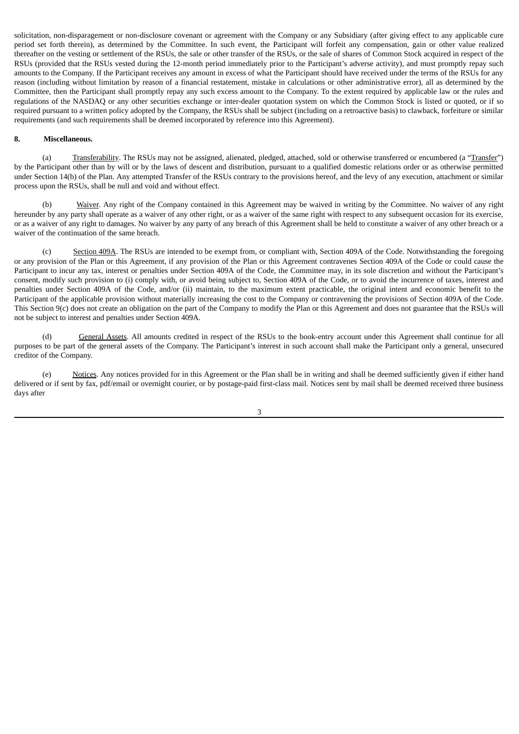solicitation, non-disparagement or non-disclosure covenant or agreement with the Company or any Subsidiary (after giving effect to any applicable cure period set forth therein), as determined by the Committee. In such event, the Participant will forfeit any compensation, gain or other value realized thereafter on the vesting or settlement of the RSUs, the sale or other transfer of the RSUs, or the sale of shares of Common Stock acquired in respect of the RSUs (provided that the RSUs vested during the 12-month period immediately prior to the Participant's adverse activity), and must promptly repay such amounts to the Company. If the Participant receives any amount in excess of what the Participant should have received under the terms of the RSUs for any reason (including without limitation by reason of a financial restatement, mistake in calculations or other administrative error), all as determined by the Committee, then the Participant shall promptly repay any such excess amount to the Company. To the extent required by applicable law or the rules and regulations of the NASDAQ or any other securities exchange or inter-dealer quotation system on which the Common Stock is listed or quoted, or if so required pursuant to a written policy adopted by the Company, the RSUs shall be subject (including on a retroactive basis) to clawback, forfeiture or similar requirements (and such requirements shall be deemed incorporated by reference into this Agreement).

**8. Miscellaneous.**

(a) Transferability. The RSUs may not be assigned, alienated, pledged, attached, sold or otherwise transferred or encumbered (a "Transfer") by the Participant other than by will or by the laws of descent and distribution, pursuant to a qualified domestic relations order or as otherwise permitted under Section 14(b) of the Plan. Any attempted Transfer of the RSUs contrary to the provisions hereof, and the levy of any execution, attachment or similar process upon the RSUs, shall be null and void and without effect.

(b) Waiver. Any right of the Company contained in this Agreement may be waived in writing by the Committee. No waiver of any right hereunder by any party shall operate as a waiver of any other right, or as a waiver of the same right with respect to any subsequent occasion for its exercise, or as a waiver of any right to damages. No waiver by any party of any breach of this Agreement shall be held to constitute a waiver of any other breach or a waiver of the continuation of the same breach.

(c) Section 409A. The RSUs are intended to be exempt from, or compliant with, Section 409A of the Code. Notwithstanding the foregoing or any provision of the Plan or this Agreement, if any provision of the Plan or this Agreement contravenes Section 409A of the Code or could cause the Participant to incur any tax, interest or penalties under Section 409A of the Code, the Committee may, in its sole discretion and without the Participant's consent, modify such provision to (i) comply with, or avoid being subject to, Section 409A of the Code, or to avoid the incurrence of taxes, interest and penalties under Section 409A of the Code, and/or (ii) maintain, to the maximum extent practicable, the original intent and economic benefit to the Participant of the applicable provision without materially increasing the cost to the Company or contravening the provisions of Section 409A of the Code. This Section 9(c) does not create an obligation on the part of the Company to modify the Plan or this Agreement and does not guarantee that the RSUs will not be subject to interest and penalties under Section 409A.

(d) General Assets. All amounts credited in respect of the RSUs to the book-entry account under this Agreement shall continue for all purposes to be part of the general assets of the Company. The Participant's interest in such account shall make the Participant only a general, unsecured creditor of the Company.

(e) Notices. Any notices provided for in this Agreement or the Plan shall be in writing and shall be deemed sufficiently given if either hand delivered or if sent by fax, pdf/email or overnight courier, or by postage-paid first-class mail. Notices sent by mail shall be deemed received three business days after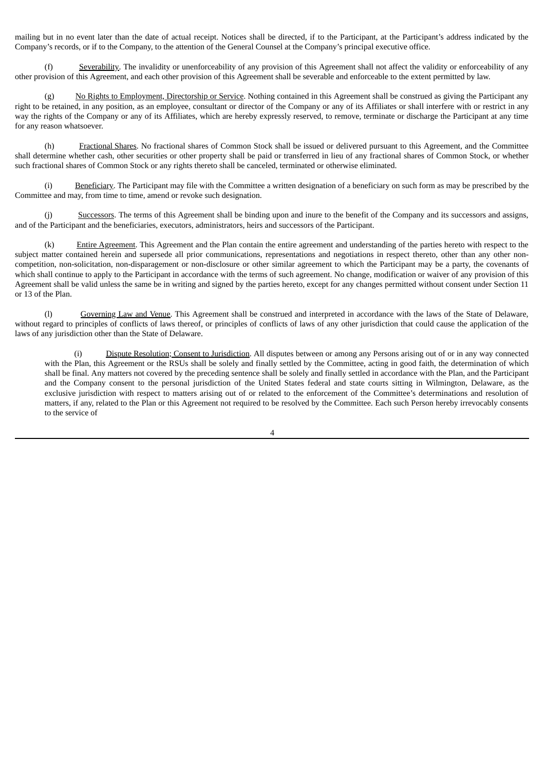mailing but in no event later than the date of actual receipt. Notices shall be directed, if to the Participant, at the Participant's address indicated by the Company's records, or if to the Company, to the attention of the General Counsel at the Company's principal executive office.

(f) Severability. The invalidity or unenforceability of any provision of this Agreement shall not affect the validity or enforceability of any other provision of this Agreement, and each other provision of this Agreement shall be severable and enforceable to the extent permitted by law.

(g) No Rights to Employment, Directorship or Service. Nothing contained in this Agreement shall be construed as giving the Participant any right to be retained, in any position, as an employee, consultant or director of the Company or any of its Affiliates or shall interfere with or restrict in any way the rights of the Company or any of its Affiliates, which are hereby expressly reserved, to remove, terminate or discharge the Participant at any time for any reason whatsoever.

(h) Fractional Shares. No fractional shares of Common Stock shall be issued or delivered pursuant to this Agreement, and the Committee shall determine whether cash, other securities or other property shall be paid or transferred in lieu of any fractional shares of Common Stock, or whether such fractional shares of Common Stock or any rights thereto shall be canceled, terminated or otherwise eliminated.

(i) Beneficiary. The Participant may file with the Committee a written designation of a beneficiary on such form as may be prescribed by the Committee and may, from time to time, amend or revoke such designation.

(j) Successors. The terms of this Agreement shall be binding upon and inure to the benefit of the Company and its successors and assigns, and of the Participant and the beneficiaries, executors, administrators, heirs and successors of the Participant.

(k) Entire Agreement. This Agreement and the Plan contain the entire agreement and understanding of the parties hereto with respect to the subject matter contained herein and supersede all prior communications, representations and negotiations in respect thereto, other than any other non-competition, non-solicitation, non-disparagement or non-disclosure or other similar agreement to which the Participant may be a party, the covenants of which shall continue to apply to the Participant in accordance with the terms of such agreement. No change, modification or waiver of any provision of this Agreement shall be valid unless the same be in writing and signed by the parties hereto, except for any changes permitted without consent under Section 11 or 13 of the Plan.

(l) Governing Law and Venue. This Agreement shall be construed and interpreted in accordance with the laws of the State of Delaware, without regard to principles of conflicts of laws thereof, or principles of conflicts of laws of any other jurisdiction that could cause the application of the laws of any jurisdiction other than the State of Delaware.

(i) Dispute Resolution; Consent to Jurisdiction. All disputes between or among any Persons arising out of or in any way connected with the Plan, this Agreement or the RSUs shall be solely and finally settled by the Committee, acting in good faith, the determination of which shall be final. Any matters not covered by the preceding sentence shall be solely and finally settled in accordance with the Plan, and the Participant and the Company consent to the personal jurisdiction of the United States federal and state courts sitting in Wilmington, Delaware, as the exclusive jurisdiction with respect to matters arising out of or related to the enforcement of the Committee's determinations and resolution of matters, if any, related to the Plan or this Agreement not required to be resolved by the Committee. Each such Person hereby irrevocably consents to the service of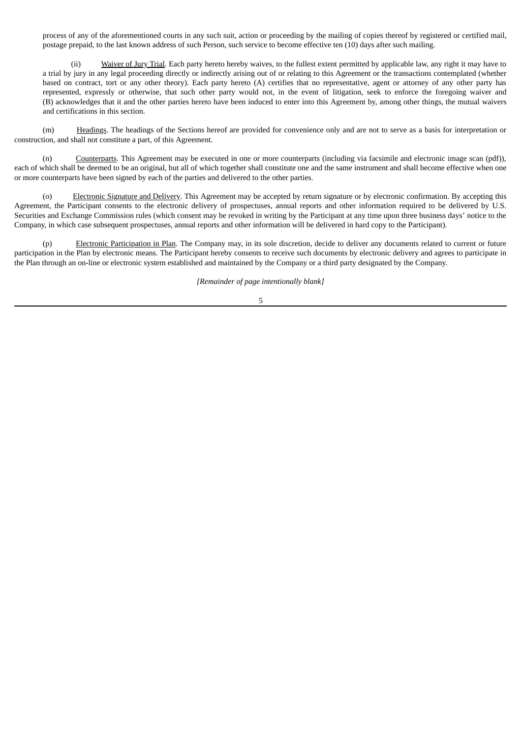process of any of the aforementioned courts in any such suit, action or proceeding by the mailing of copies thereof by registered or certified mail, postage prepaid, to the last known address of such Person, such service to become effective ten (10) days after such mailing.

(ii) Waiver of Jury Trial. Each party hereto hereby waives, to the fullest extent permitted by applicable law, any right it may have to a trial by jury in any legal proceeding directly or indirectly arising out of or relating to this Agreement or the transactions contemplated (whether based on contract, tort or any other theory). Each party hereto (A) certifies that no representative, agent or attorney of any other party has represented, expressly or otherwise, that such other party would not, in the event of litigation, seek to enforce the foregoing waiver and (B) acknowledges that it and the other parties hereto have been induced to enter into this Agreement by, among other things, the mutual waivers and certifications in this section.

(m) Headings. The headings of the Sections hereof are provided for convenience only and are not to serve as a basis for interpretation or construction, and shall not constitute a part, of this Agreement.

(n) Counterparts. This Agreement may be executed in one or more counterparts (including via facsimile and electronic image scan (pdf)), each of which shall be deemed to be an original, but all of which together shall constitute one and the same instrument and shall become effective when one or more counterparts have been signed by each of the parties and delivered to the other parties.

(o) Electronic Signature and Delivery. This Agreement may be accepted by return signature or by electronic confirmation. By accepting this Agreement, the Participant consents to the electronic delivery of prospectuses, annual reports and other information required to be delivered by U.S. Securities and Exchange Commission rules (which consent may be revoked in writing by the Participant at any time upon three business days' notice to the Company, in which case subsequent prospectuses, annual reports and other information will be delivered in hard copy to the Participant).

(p) Electronic Participation in Plan. The Company may, in its sole discretion, decide to deliver any documents related to current or future participation in the Plan by electronic means. The Participant hereby consents to receive such documents by electronic delivery and agrees to participate in the Plan through an on-line or electronic system established and maintained by the Company or a third party designated by the Company.

*[Remainder of page intentionally blank]*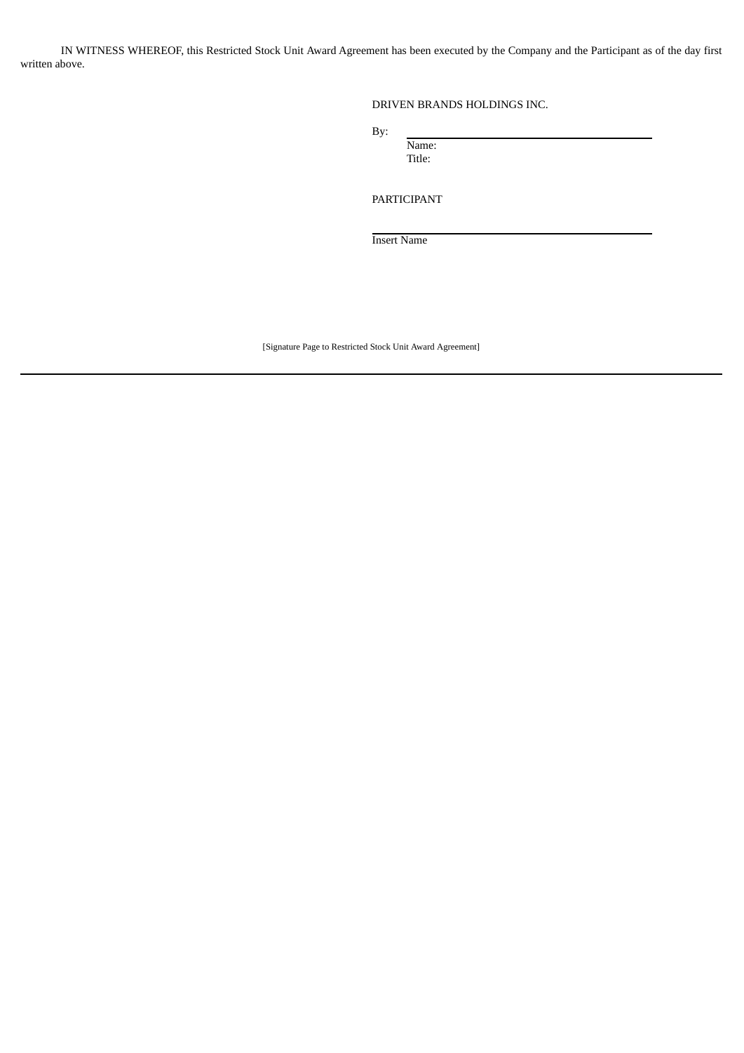IN WITNESS WHEREOF, this Restricted Stock Unit Award Agreement has been executed by the Company and the Participant as of the day first written above.

DRIVEN BRANDS HOLDINGS INC.

By: \_\_\_\_\_\_\_\_\_\_\_\_\_\_\_\_\_\_\_\_\_\_\_\_\_\_\_\_\_\_
Name:
Title:

PARTICIPANT

\_\_\_\_\_\_\_\_\_\_\_\_\_\_\_\_\_\_\_\_\_\_\_\_\_\_\_\_\_\_
Insert Name

[Signature Page to Restricted Stock Unit Award Agreement]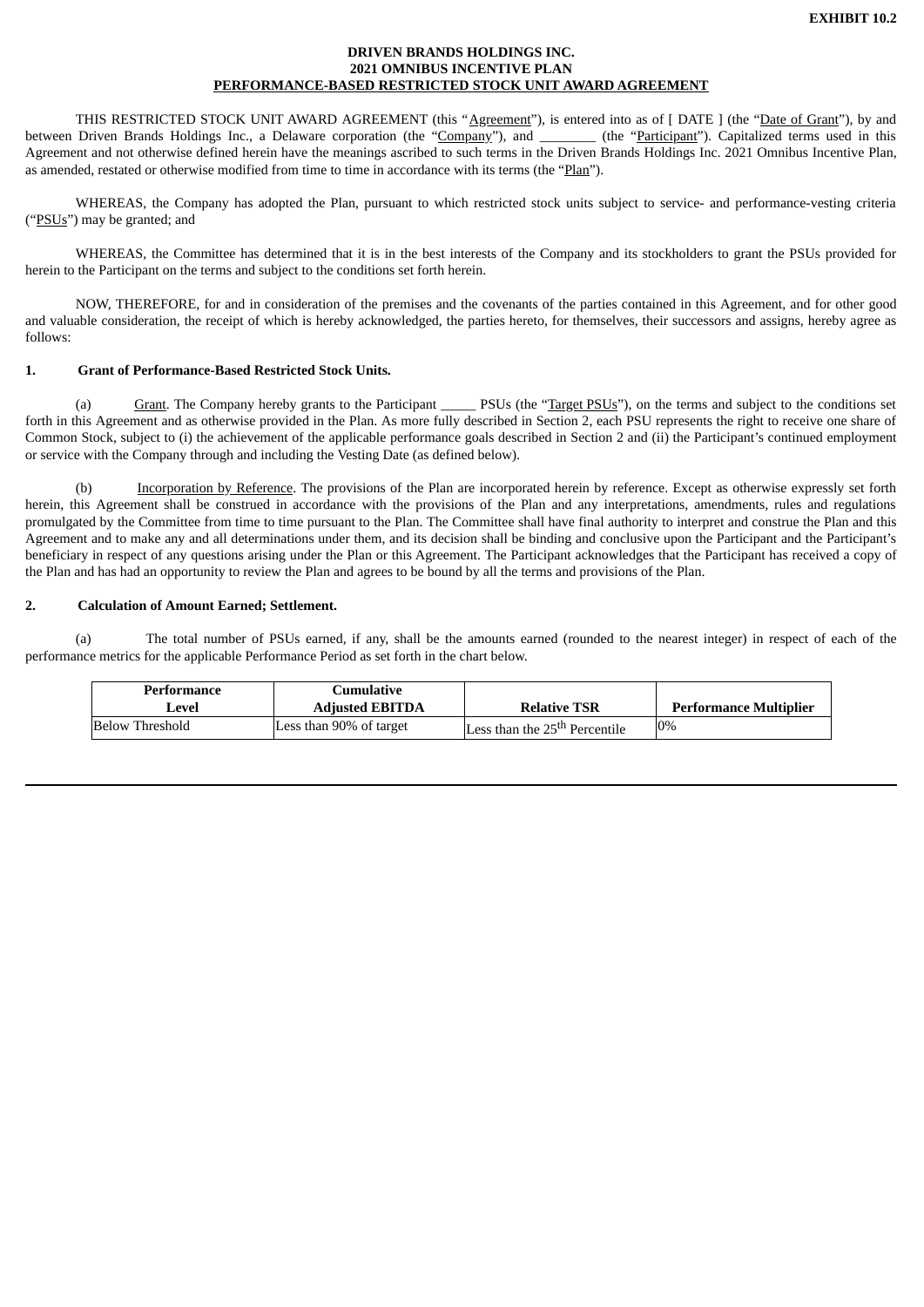**EXHIBIT 10.2**

**DRIVEN BRANDS HOLDINGS INC.**
**2021 OMNIBUS INCENTIVE PLAN**
**PERFORMANCE-BASED RESTRICTED STOCK UNIT AWARD AGREEMENT**

THIS RESTRICTED STOCK UNIT AWARD AGREEMENT (this "Agreement"), is entered into as of [ DATE ] (the "Date of Grant"), by and between Driven Brands Holdings Inc., a Delaware corporation (the "Company"), and ________ (the "Participant"). Capitalized terms used in this Agreement and not otherwise defined herein have the meanings ascribed to such terms in the Driven Brands Holdings Inc. 2021 Omnibus Incentive Plan, as amended, restated or otherwise modified from time to time in accordance with its terms (the "Plan").

WHEREAS, the Company has adopted the Plan, pursuant to which restricted stock units subject to service- and performance-vesting criteria ("PSUs") may be granted; and

WHEREAS, the Committee has determined that it is in the best interests of the Company and its stockholders to grant the PSUs provided for herein to the Participant on the terms and subject to the conditions set forth herein.

NOW, THEREFORE, for and in consideration of the premises and the covenants of the parties contained in this Agreement, and for other good and valuable consideration, the receipt of which is hereby acknowledged, the parties hereto, for themselves, their successors and assigns, hereby agree as follows:

**1. Grant of Performance-Based Restricted Stock Units.**

(a) Grant. The Company hereby grants to the Participant _____ PSUs (the "Target PSUs"), on the terms and subject to the conditions set forth in this Agreement and as otherwise provided in the Plan. As more fully described in Section 2, each PSU represents the right to receive one share of Common Stock, subject to (i) the achievement of the applicable performance goals described in Section 2 and (ii) the Participant's continued employment or service with the Company through and including the Vesting Date (as defined below).

(b) Incorporation by Reference. The provisions of the Plan are incorporated herein by reference. Except as otherwise expressly set forth herein, this Agreement shall be construed in accordance with the provisions of the Plan and any interpretations, amendments, rules and regulations promulgated by the Committee from time to time pursuant to the Plan. The Committee shall have final authority to interpret and construe the Plan and this Agreement and to make any and all determinations under them, and its decision shall be binding and conclusive upon the Participant and the Participant's beneficiary in respect of any questions arising under the Plan or this Agreement. The Participant acknowledges that the Participant has received a copy of the Plan and has had an opportunity to review the Plan and agrees to be bound by all the terms and provisions of the Plan.

**2. Calculation of Amount Earned; Settlement.**

(a) The total number of PSUs earned, if any, shall be the amounts earned (rounded to the nearest integer) in respect of each of the performance metrics for the applicable Performance Period as set forth in the chart below.

| Performance Level | Cumulative Adjusted EBITDA | Relative TSR | Performance Multiplier |
|---|---|---|---|
| Below Threshold | Less than 90% of target | Less than the 25th Percentile | 0% |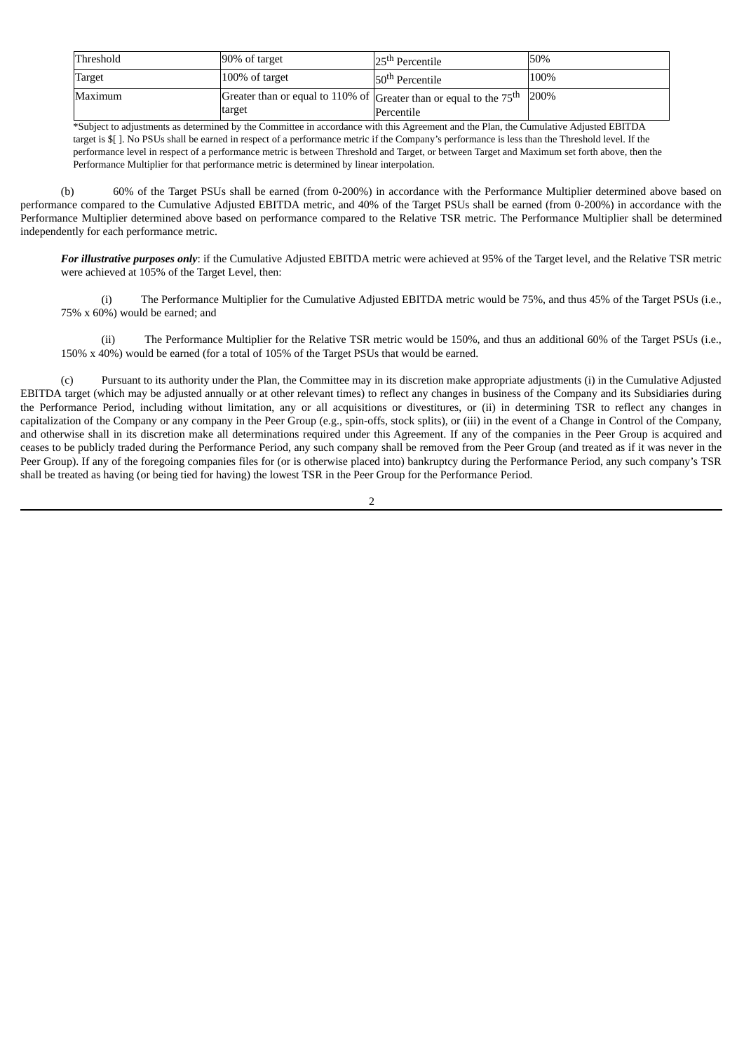| Threshold | 90% of target | 25th Percentile | 50% |
|---|---|---|---|
| Target | 100% of target | 50th Percentile | 100% |
| Maximum | Greater than or equal to 110% of target | Greater than or equal to the 75th Percentile | 200% |

*Subject to adjustments as determined by the Committee in accordance with this Agreement and the Plan, the Cumulative Adjusted EBITDA target is $[ ]. No PSUs shall be earned in respect of a performance metric if the Company's performance is less than the Threshold level. If the performance level in respect of a performance metric is between Threshold and Target, or between Target and Maximum set forth above, then the Performance Multiplier for that performance metric is determined by linear interpolation.

(b) 60% of the Target PSUs shall be earned (from 0-200%) in accordance with the Performance Multiplier determined above based on performance compared to the Cumulative Adjusted EBITDA metric, and 40% of the Target PSUs shall be earned (from 0-200%) in accordance with the Performance Multiplier determined above based on performance compared to the Relative TSR metric. The Performance Multiplier shall be determined independently for each performance metric.

***For illustrative purposes only***: if the Cumulative Adjusted EBITDA metric were achieved at 95% of the Target level, and the Relative TSR metric were achieved at 105% of the Target Level, then:

(i) The Performance Multiplier for the Cumulative Adjusted EBITDA metric would be 75%, and thus 45% of the Target PSUs (i.e., 75% x 60%) would be earned; and

(ii) The Performance Multiplier for the Relative TSR metric would be 150%, and thus an additional 60% of the Target PSUs (i.e., 150% x 40%) would be earned (for a total of 105% of the Target PSUs that would be earned.

(c) Pursuant to its authority under the Plan, the Committee may in its discretion make appropriate adjustments (i) in the Cumulative Adjusted EBITDA target (which may be adjusted annually or at other relevant times) to reflect any changes in business of the Company and its Subsidiaries during the Performance Period, including without limitation, any or all acquisitions or divestitures, or (ii) in determining TSR to reflect any changes in capitalization of the Company or any company in the Peer Group (e.g., spin-offs, stock splits), or (iii) in the event of a Change in Control of the Company, and otherwise shall in its discretion make all determinations required under this Agreement. If any of the companies in the Peer Group is acquired and ceases to be publicly traded during the Performance Period, any such company shall be removed from the Peer Group (and treated as if it was never in the Peer Group). If any of the foregoing companies files for (or is otherwise placed into) bankruptcy during the Performance Period, any such company's TSR shall be treated as having (or being tied for having) the lowest TSR in the Peer Group for the Performance Period.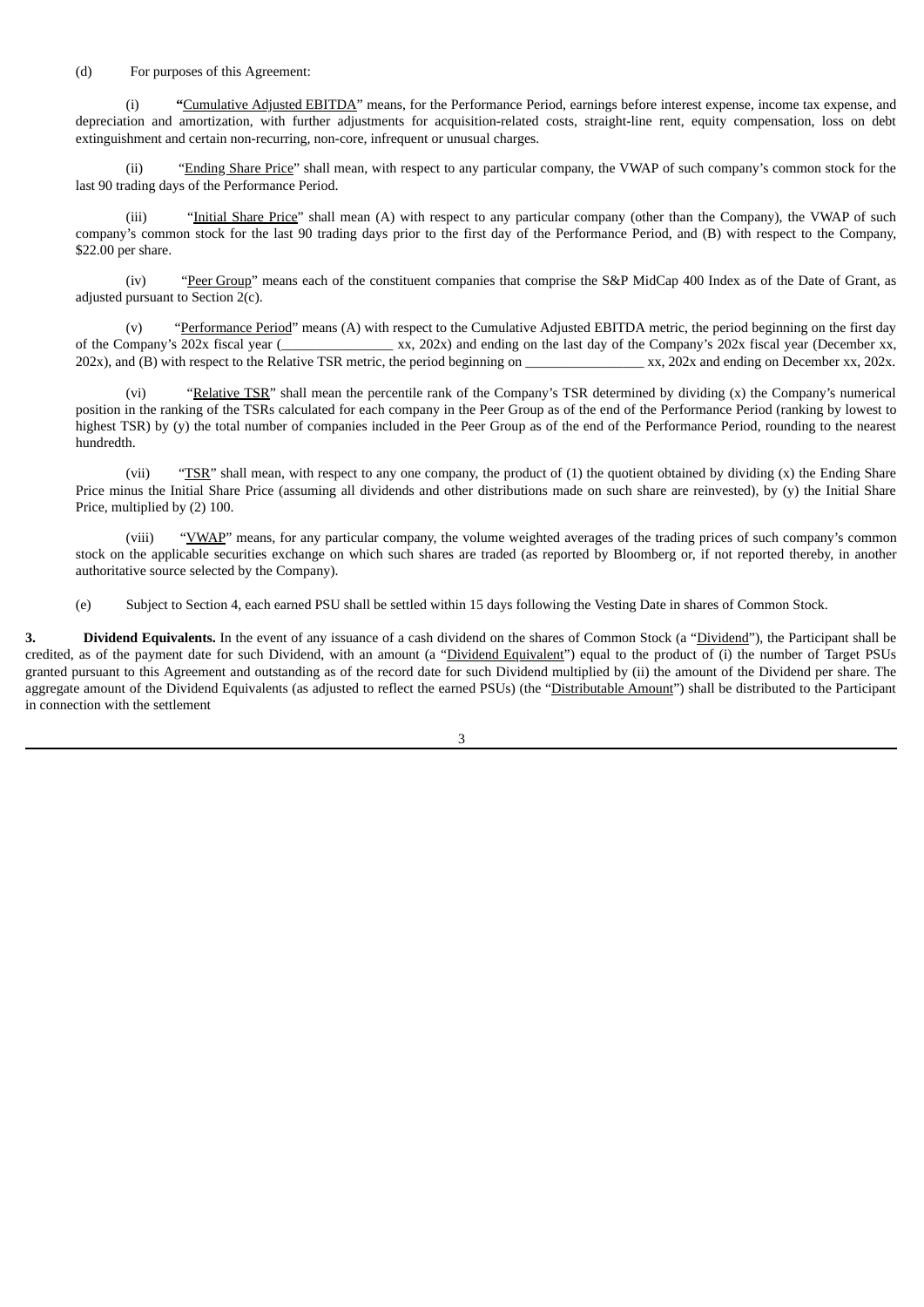(d) For purposes of this Agreement:

(i) "Cumulative Adjusted EBITDA" means, for the Performance Period, earnings before interest expense, income tax expense, and depreciation and amortization, with further adjustments for acquisition-related costs, straight-line rent, equity compensation, loss on debt extinguishment and certain non-recurring, non-core, infrequent or unusual charges.

(ii) "Ending Share Price" shall mean, with respect to any particular company, the VWAP of such company's common stock for the last 90 trading days of the Performance Period.

(iii) "Initial Share Price" shall mean (A) with respect to any particular company (other than the Company), the VWAP of such company's common stock for the last 90 trading days prior to the first day of the Performance Period, and (B) with respect to the Company, $22.00 per share.

(iv) "Peer Group" means each of the constituent companies that comprise the S&P MidCap 400 Index as of the Date of Grant, as adjusted pursuant to Section 2(c).

(v) "Performance Period" means (A) with respect to the Cumulative Adjusted EBITDA metric, the period beginning on the first day of the Company's 202x fiscal year (________________ xx, 202x) and ending on the last day of the Company's 202x fiscal year (December xx, 202x), and (B) with respect to the Relative TSR metric, the period beginning on _________________ xx, 202x and ending on December xx, 202x.

(vi) "Relative TSR" shall mean the percentile rank of the Company's TSR determined by dividing (x) the Company's numerical position in the ranking of the TSRs calculated for each company in the Peer Group as of the end of the Performance Period (ranking by lowest to highest TSR) by (y) the total number of companies included in the Peer Group as of the end of the Performance Period, rounding to the nearest hundredth.

(vii) "TSR" shall mean, with respect to any one company, the product of (1) the quotient obtained by dividing (x) the Ending Share Price minus the Initial Share Price (assuming all dividends and other distributions made on such share are reinvested), by (y) the Initial Share Price, multiplied by (2) 100.

(viii) "VWAP" means, for any particular company, the volume weighted averages of the trading prices of such company's common stock on the applicable securities exchange on which such shares are traded (as reported by Bloomberg or, if not reported thereby, in another authoritative source selected by the Company).

(e) Subject to Section 4, each earned PSU shall be settled within 15 days following the Vesting Date in shares of Common Stock.

**3. Dividend Equivalents.** In the event of any issuance of a cash dividend on the shares of Common Stock (a "Dividend"), the Participant shall be credited, as of the payment date for such Dividend, with an amount (a "Dividend Equivalent") equal to the product of (i) the number of Target PSUs granted pursuant to this Agreement and outstanding as of the record date for such Dividend multiplied by (ii) the amount of the Dividend per share. The aggregate amount of the Dividend Equivalents (as adjusted to reflect the earned PSUs) (the "Distributable Amount") shall be distributed to the Participant in connection with the settlement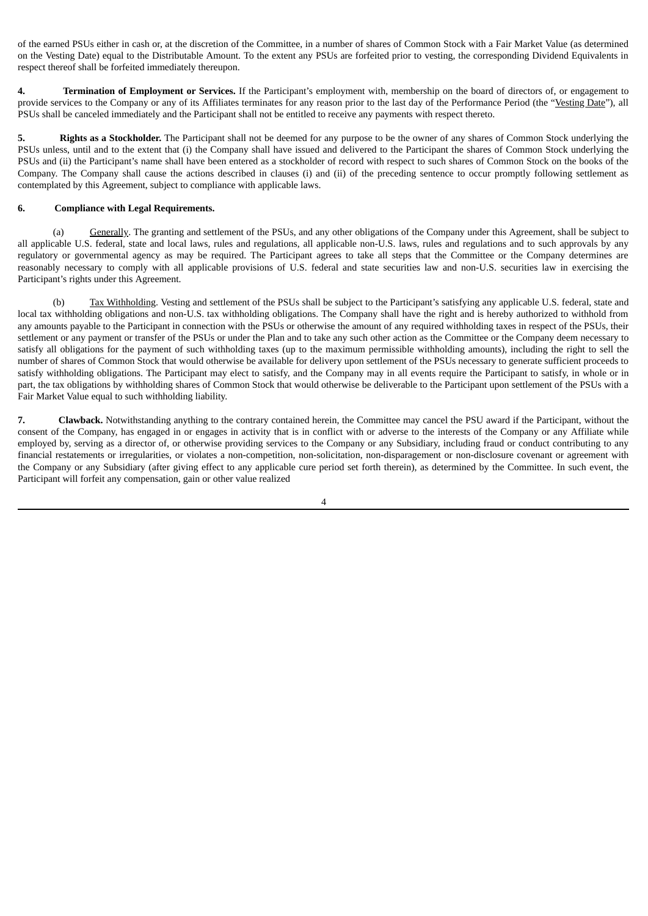of the earned PSUs either in cash or, at the discretion of the Committee, in a number of shares of Common Stock with a Fair Market Value (as determined on the Vesting Date) equal to the Distributable Amount. To the extent any PSUs are forfeited prior to vesting, the corresponding Dividend Equivalents in respect thereof shall be forfeited immediately thereupon.

**4. Termination of Employment or Services.** If the Participant's employment with, membership on the board of directors of, or engagement to provide services to the Company or any of its Affiliates terminates for any reason prior to the last day of the Performance Period (the "Vesting Date"), all PSUs shall be canceled immediately and the Participant shall not be entitled to receive any payments with respect thereto.

**5. Rights as a Stockholder.** The Participant shall not be deemed for any purpose to be the owner of any shares of Common Stock underlying the PSUs unless, until and to the extent that (i) the Company shall have issued and delivered to the Participant the shares of Common Stock underlying the PSUs and (ii) the Participant's name shall have been entered as a stockholder of record with respect to such shares of Common Stock on the books of the Company. The Company shall cause the actions described in clauses (i) and (ii) of the preceding sentence to occur promptly following settlement as contemplated by this Agreement, subject to compliance with applicable laws.

**6. Compliance with Legal Requirements.**

(a) Generally. The granting and settlement of the PSUs, and any other obligations of the Company under this Agreement, shall be subject to all applicable U.S. federal, state and local laws, rules and regulations, all applicable non-U.S. laws, rules and regulations and to such approvals by any regulatory or governmental agency as may be required. The Participant agrees to take all steps that the Committee or the Company determines are reasonably necessary to comply with all applicable provisions of U.S. federal and state securities law and non-U.S. securities law in exercising the Participant's rights under this Agreement.

(b) Tax Withholding. Vesting and settlement of the PSUs shall be subject to the Participant's satisfying any applicable U.S. federal, state and local tax withholding obligations and non-U.S. tax withholding obligations. The Company shall have the right and is hereby authorized to withhold from any amounts payable to the Participant in connection with the PSUs or otherwise the amount of any required withholding taxes in respect of the PSUs, their settlement or any payment or transfer of the PSUs or under the Plan and to take any such other action as the Committee or the Company deem necessary to satisfy all obligations for the payment of such withholding taxes (up to the maximum permissible withholding amounts), including the right to sell the number of shares of Common Stock that would otherwise be available for delivery upon settlement of the PSUs necessary to generate sufficient proceeds to satisfy withholding obligations. The Participant may elect to satisfy, and the Company may in all events require the Participant to satisfy, in whole or in part, the tax obligations by withholding shares of Common Stock that would otherwise be deliverable to the Participant upon settlement of the PSUs with a Fair Market Value equal to such withholding liability.

**7. Clawback.** Notwithstanding anything to the contrary contained herein, the Committee may cancel the PSU award if the Participant, without the consent of the Company, has engaged in or engages in activity that is in conflict with or adverse to the interests of the Company or any Affiliate while employed by, serving as a director of, or otherwise providing services to the Company or any Subsidiary, including fraud or conduct contributing to any financial restatements or irregularities, or violates a non-competition, non-solicitation, non-disparagement or non-disclosure covenant or agreement with the Company or any Subsidiary (after giving effect to any applicable cure period set forth therein), as determined by the Committee. In such event, the Participant will forfeit any compensation, gain or other value realized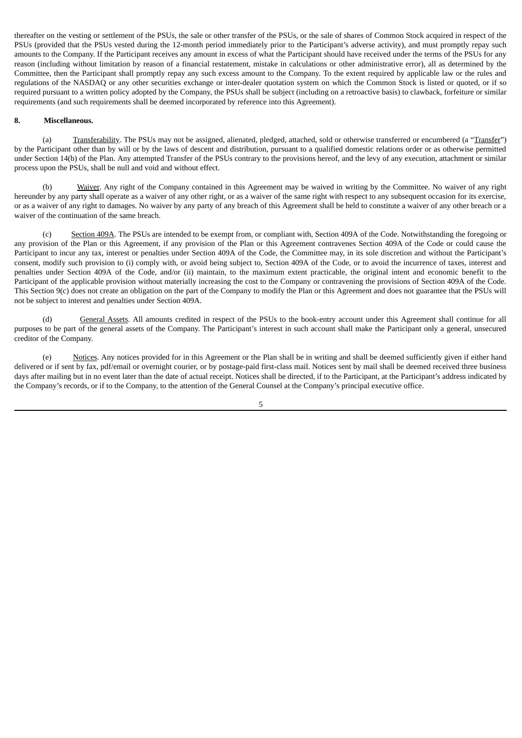thereafter on the vesting or settlement of the PSUs, the sale or other transfer of the PSUs, or the sale of shares of Common Stock acquired in respect of the PSUs (provided that the PSUs vested during the 12-month period immediately prior to the Participant's adverse activity), and must promptly repay such amounts to the Company. If the Participant receives any amount in excess of what the Participant should have received under the terms of the PSUs for any reason (including without limitation by reason of a financial restatement, mistake in calculations or other administrative error), all as determined by the Committee, then the Participant shall promptly repay any such excess amount to the Company. To the extent required by applicable law or the rules and regulations of the NASDAQ or any other securities exchange or inter-dealer quotation system on which the Common Stock is listed or quoted, or if so required pursuant to a written policy adopted by the Company, the PSUs shall be subject (including on a retroactive basis) to clawback, forfeiture or similar requirements (and such requirements shall be deemed incorporated by reference into this Agreement).

**8. Miscellaneous.**

(a) Transferability. The PSUs may not be assigned, alienated, pledged, attached, sold or otherwise transferred or encumbered (a "Transfer") by the Participant other than by will or by the laws of descent and distribution, pursuant to a qualified domestic relations order or as otherwise permitted under Section 14(b) of the Plan. Any attempted Transfer of the PSUs contrary to the provisions hereof, and the levy of any execution, attachment or similar process upon the PSUs, shall be null and void and without effect.

(b) Waiver. Any right of the Company contained in this Agreement may be waived in writing by the Committee. No waiver of any right hereunder by any party shall operate as a waiver of any other right, or as a waiver of the same right with respect to any subsequent occasion for its exercise, or as a waiver of any right to damages. No waiver by any party of any breach of this Agreement shall be held to constitute a waiver of any other breach or a waiver of the continuation of the same breach.

(c) Section 409A. The PSUs are intended to be exempt from, or compliant with, Section 409A of the Code. Notwithstanding the foregoing or any provision of the Plan or this Agreement, if any provision of the Plan or this Agreement contravenes Section 409A of the Code or could cause the Participant to incur any tax, interest or penalties under Section 409A of the Code, the Committee may, in its sole discretion and without the Participant's consent, modify such provision to (i) comply with, or avoid being subject to, Section 409A of the Code, or to avoid the incurrence of taxes, interest and penalties under Section 409A of the Code, and/or (ii) maintain, to the maximum extent practicable, the original intent and economic benefit to the Participant of the applicable provision without materially increasing the cost to the Company or contravening the provisions of Section 409A of the Code. This Section 9(c) does not create an obligation on the part of the Company to modify the Plan or this Agreement and does not guarantee that the PSUs will not be subject to interest and penalties under Section 409A.

(d) General Assets. All amounts credited in respect of the PSUs to the book-entry account under this Agreement shall continue for all purposes to be part of the general assets of the Company. The Participant's interest in such account shall make the Participant only a general, unsecured creditor of the Company.

(e) Notices. Any notices provided for in this Agreement or the Plan shall be in writing and shall be deemed sufficiently given if either hand delivered or if sent by fax, pdf/email or overnight courier, or by postage-paid first-class mail. Notices sent by mail shall be deemed received three business days after mailing but in no event later than the date of actual receipt. Notices shall be directed, if to the Participant, at the Participant's address indicated by the Company's records, or if to the Company, to the attention of the General Counsel at the Company's principal executive office.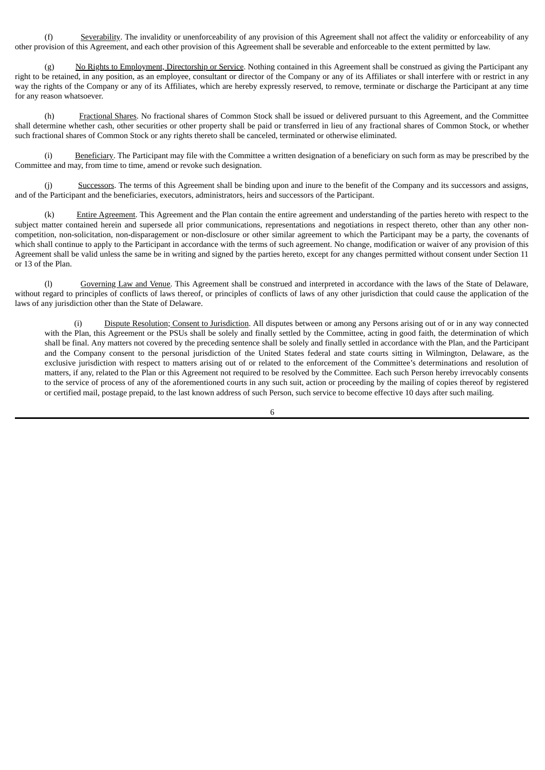(f) Severability. The invalidity or unenforceability of any provision of this Agreement shall not affect the validity or enforceability of any other provision of this Agreement, and each other provision of this Agreement shall be severable and enforceable to the extent permitted by law.

(g) No Rights to Employment, Directorship or Service. Nothing contained in this Agreement shall be construed as giving the Participant any right to be retained, in any position, as an employee, consultant or director of the Company or any of its Affiliates or shall interfere with or restrict in any way the rights of the Company or any of its Affiliates, which are hereby expressly reserved, to remove, terminate or discharge the Participant at any time for any reason whatsoever.

(h) Fractional Shares. No fractional shares of Common Stock shall be issued or delivered pursuant to this Agreement, and the Committee shall determine whether cash, other securities or other property shall be paid or transferred in lieu of any fractional shares of Common Stock, or whether such fractional shares of Common Stock or any rights thereto shall be canceled, terminated or otherwise eliminated.

(i) Beneficiary. The Participant may file with the Committee a written designation of a beneficiary on such form as may be prescribed by the Committee and may, from time to time, amend or revoke such designation.

(j) Successors. The terms of this Agreement shall be binding upon and inure to the benefit of the Company and its successors and assigns, and of the Participant and the beneficiaries, executors, administrators, heirs and successors of the Participant.

(k) Entire Agreement. This Agreement and the Plan contain the entire agreement and understanding of the parties hereto with respect to the subject matter contained herein and supersede all prior communications, representations and negotiations in respect thereto, other than any other non-competition, non-solicitation, non-disparagement or non-disclosure or other similar agreement to which the Participant may be a party, the covenants of which shall continue to apply to the Participant in accordance with the terms of such agreement. No change, modification or waiver of any provision of this Agreement shall be valid unless the same be in writing and signed by the parties hereto, except for any changes permitted without consent under Section 11 or 13 of the Plan.

(l) Governing Law and Venue. This Agreement shall be construed and interpreted in accordance with the laws of the State of Delaware, without regard to principles of conflicts of laws thereof, or principles of conflicts of laws of any other jurisdiction that could cause the application of the laws of any jurisdiction other than the State of Delaware.

(i) Dispute Resolution; Consent to Jurisdiction. All disputes between or among any Persons arising out of or in any way connected with the Plan, this Agreement or the PSUs shall be solely and finally settled by the Committee, acting in good faith, the determination of which shall be final. Any matters not covered by the preceding sentence shall be solely and finally settled in accordance with the Plan, and the Participant and the Company consent to the personal jurisdiction of the United States federal and state courts sitting in Wilmington, Delaware, as the exclusive jurisdiction with respect to matters arising out of or related to the enforcement of the Committee's determinations and resolution of matters, if any, related to the Plan or this Agreement not required to be resolved by the Committee. Each such Person hereby irrevocably consents to the service of process of any of the aforementioned courts in any such suit, action or proceeding by the mailing of copies thereof by registered or certified mail, postage prepaid, to the last known address of such Person, such service to become effective 10 days after such mailing.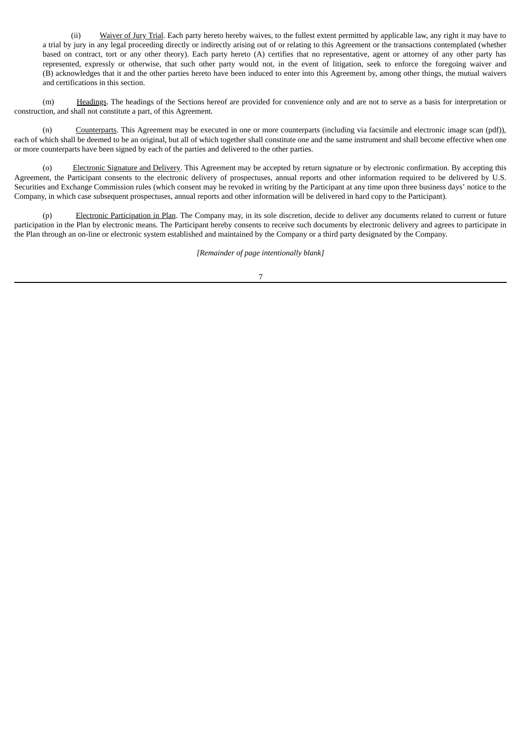(ii) Waiver of Jury Trial. Each party hereto hereby waives, to the fullest extent permitted by applicable law, any right it may have to a trial by jury in any legal proceeding directly or indirectly arising out of or relating to this Agreement or the transactions contemplated (whether based on contract, tort or any other theory). Each party hereto (A) certifies that no representative, agent or attorney of any other party has represented, expressly or otherwise, that such other party would not, in the event of litigation, seek to enforce the foregoing waiver and (B) acknowledges that it and the other parties hereto have been induced to enter into this Agreement by, among other things, the mutual waivers and certifications in this section.

(m) Headings. The headings of the Sections hereof are provided for convenience only and are not to serve as a basis for interpretation or construction, and shall not constitute a part, of this Agreement.

(n) Counterparts. This Agreement may be executed in one or more counterparts (including via facsimile and electronic image scan (pdf)), each of which shall be deemed to be an original, but all of which together shall constitute one and the same instrument and shall become effective when one or more counterparts have been signed by each of the parties and delivered to the other parties.

(o) Electronic Signature and Delivery. This Agreement may be accepted by return signature or by electronic confirmation. By accepting this Agreement, the Participant consents to the electronic delivery of prospectuses, annual reports and other information required to be delivered by U.S. Securities and Exchange Commission rules (which consent may be revoked in writing by the Participant at any time upon three business days' notice to the Company, in which case subsequent prospectuses, annual reports and other information will be delivered in hard copy to the Participant).

(p) Electronic Participation in Plan. The Company may, in its sole discretion, decide to deliver any documents related to current or future participation in the Plan by electronic means. The Participant hereby consents to receive such documents by electronic delivery and agrees to participate in the Plan through an on-line or electronic system established and maintained by the Company or a third party designated by the Company.

*[Remainder of page intentionally blank]*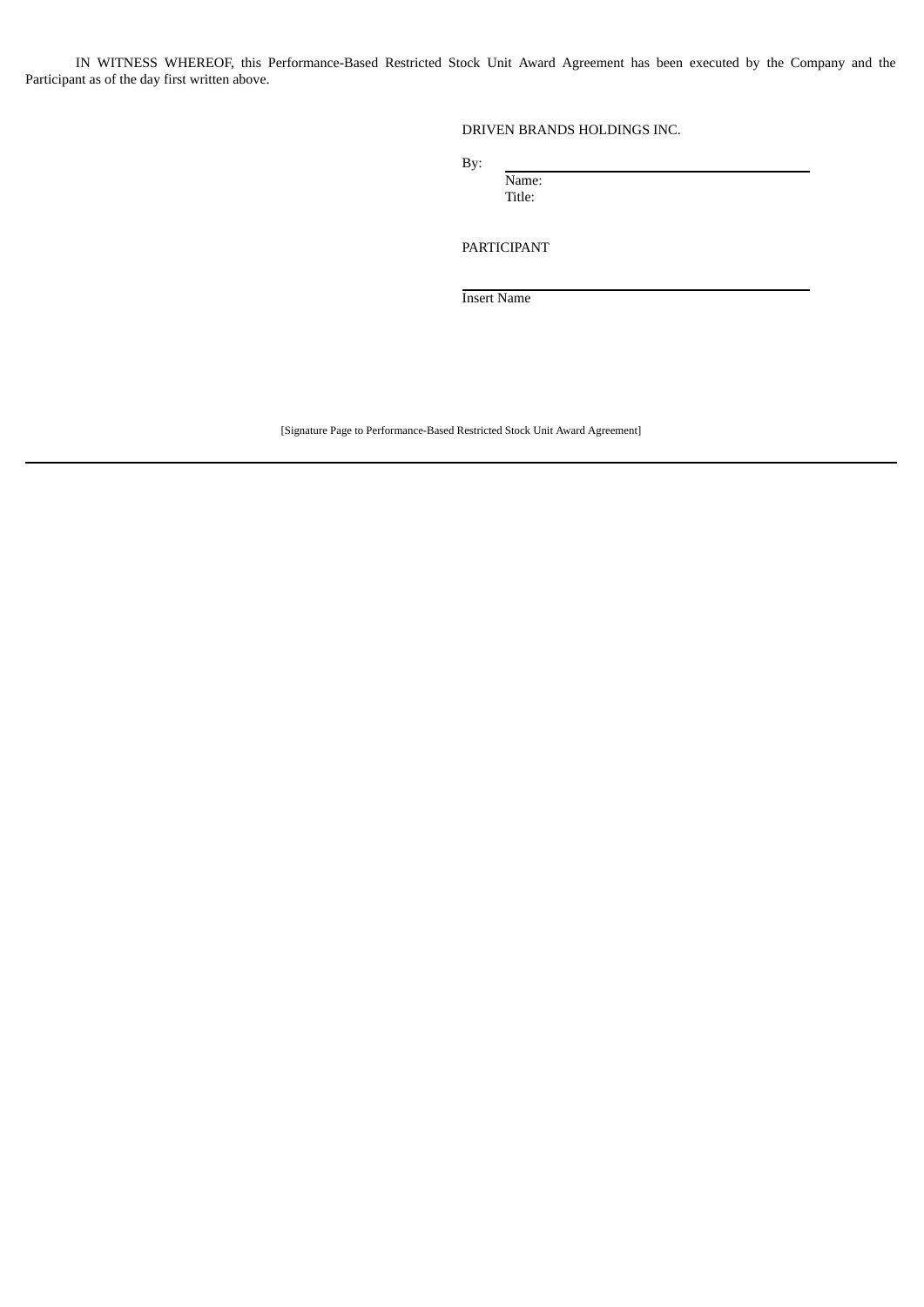IN WITNESS WHEREOF, this Performance-Based Restricted Stock Unit Award Agreement has been executed by the Company and the Participant as of the day first written above.

DRIVEN BRANDS HOLDINGS INC.

By: \_\_\_\_\_\_\_\_\_\_\_\_\_\_\_\_\_\_\_\_\_\_\_\_\_\_\_\_\_\_\_\_
Name:
Title:

PARTICIPANT

\_\_\_\_\_\_\_\_\_\_\_\_\_\_\_\_\_\_\_\_\_\_\_\_\_\_\_\_\_\_\_\_
Insert Name

[Signature Page to Performance-Based Restricted Stock Unit Award Agreement]